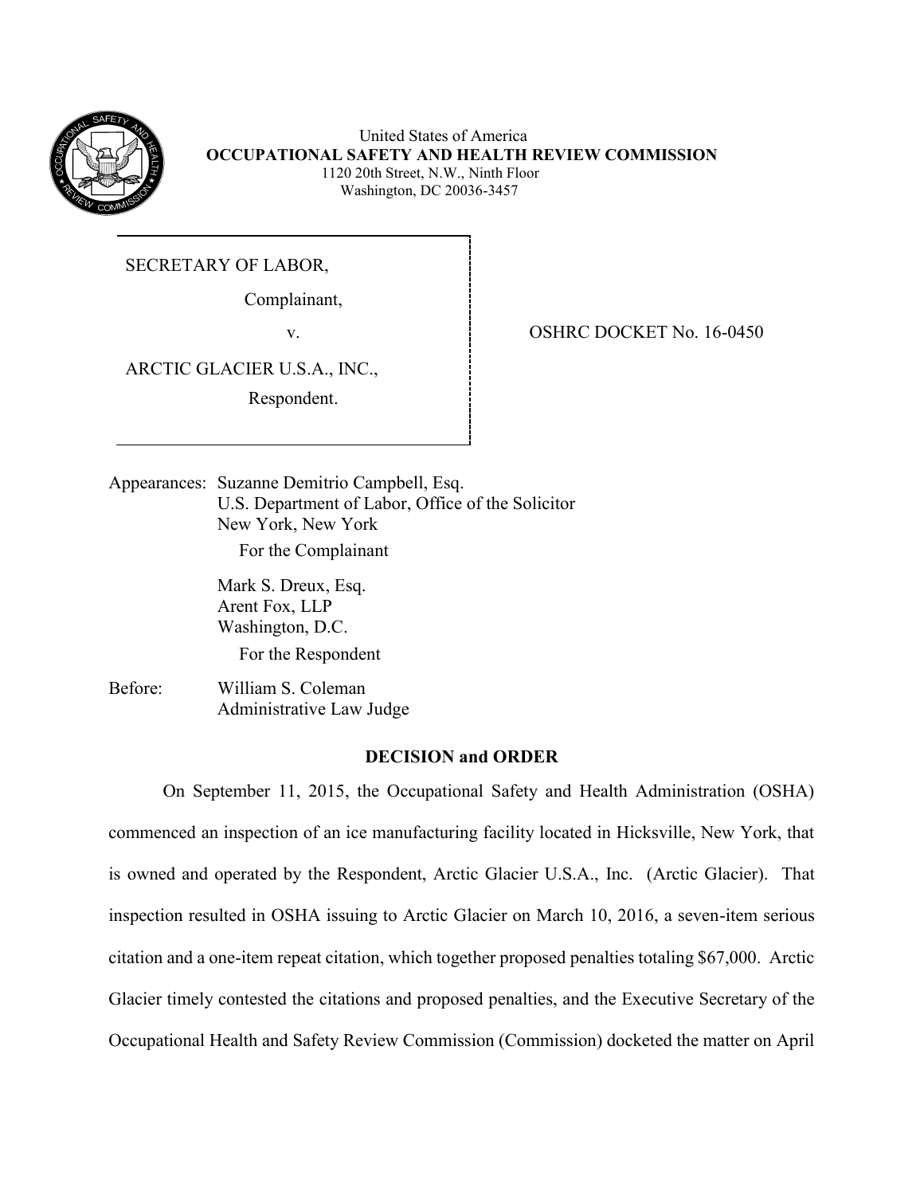United States of America
**OCCUPATIONAL SAFETY AND HEALTH REVIEW COMMISSION**
1120 20th Street, N.W., Ninth Floor
Washington, DC 20036-3457

SECRETARY OF LABOR,

Complainant,

v.

ARCTIC GLACIER U.S.A., INC.,

Respondent.

OSHRC DOCKET No. 16-0450

Appearances: Suzanne Demitrio Campbell, Esq.
U.S. Department of Labor, Office of the Solicitor
New York, New York
For the Complainant

Mark S. Dreux, Esq.
Arent Fox, LLP
Washington, D.C.
For the Respondent

Before: William S. Coleman
Administrative Law Judge

## DECISION and ORDER

On September 11, 2015, the Occupational Safety and Health Administration (OSHA) commenced an inspection of an ice manufacturing facility located in Hicksville, New York, that is owned and operated by the Respondent, Arctic Glacier U.S.A., Inc. (Arctic Glacier). That inspection resulted in OSHA issuing to Arctic Glacier on March 10, 2016, a seven-item serious citation and a one-item repeat citation, which together proposed penalties totaling $67,000. Arctic Glacier timely contested the citations and proposed penalties, and the Executive Secretary of the Occupational Health and Safety Review Commission (Commission) docketed the matter on April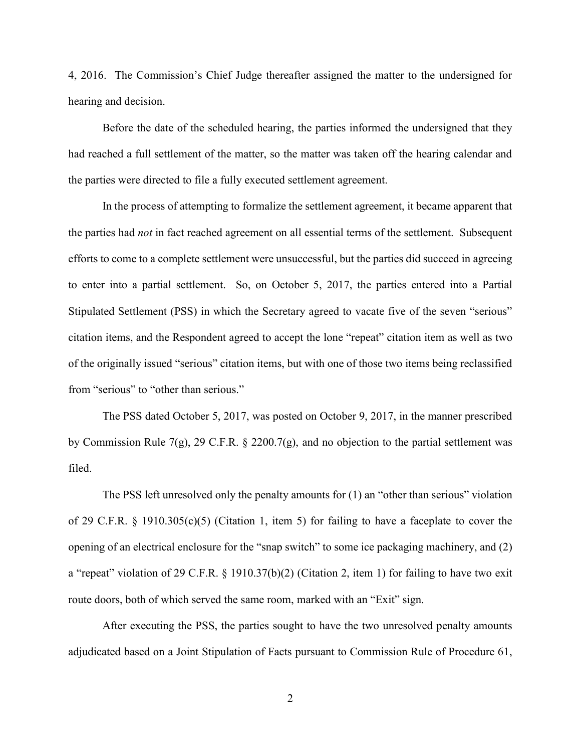4, 2016. The Commission's Chief Judge thereafter assigned the matter to the undersigned for hearing and decision.

Before the date of the scheduled hearing, the parties informed the undersigned that they had reached a full settlement of the matter, so the matter was taken off the hearing calendar and the parties were directed to file a fully executed settlement agreement.

In the process of attempting to formalize the settlement agreement, it became apparent that the parties had *not* in fact reached agreement on all essential terms of the settlement. Subsequent efforts to come to a complete settlement were unsuccessful, but the parties did succeed in agreeing to enter into a partial settlement. So, on October 5, 2017, the parties entered into a Partial Stipulated Settlement (PSS) in which the Secretary agreed to vacate five of the seven "serious" citation items, and the Respondent agreed to accept the lone "repeat" citation item as well as two of the originally issued "serious" citation items, but with one of those two items being reclassified from "serious" to "other than serious."

The PSS dated October 5, 2017, was posted on October 9, 2017, in the manner prescribed by Commission Rule 7(g), 29 C.F.R. § 2200.7(g), and no objection to the partial settlement was filed.

The PSS left unresolved only the penalty amounts for (1) an "other than serious" violation of 29 C.F.R. § 1910.305(c)(5) (Citation 1, item 5) for failing to have a faceplate to cover the opening of an electrical enclosure for the "snap switch" to some ice packaging machinery, and (2) a "repeat" violation of 29 C.F.R. § 1910.37(b)(2) (Citation 2, item 1) for failing to have two exit route doors, both of which served the same room, marked with an "Exit" sign.

After executing the PSS, the parties sought to have the two unresolved penalty amounts adjudicated based on a Joint Stipulation of Facts pursuant to Commission Rule of Procedure 61,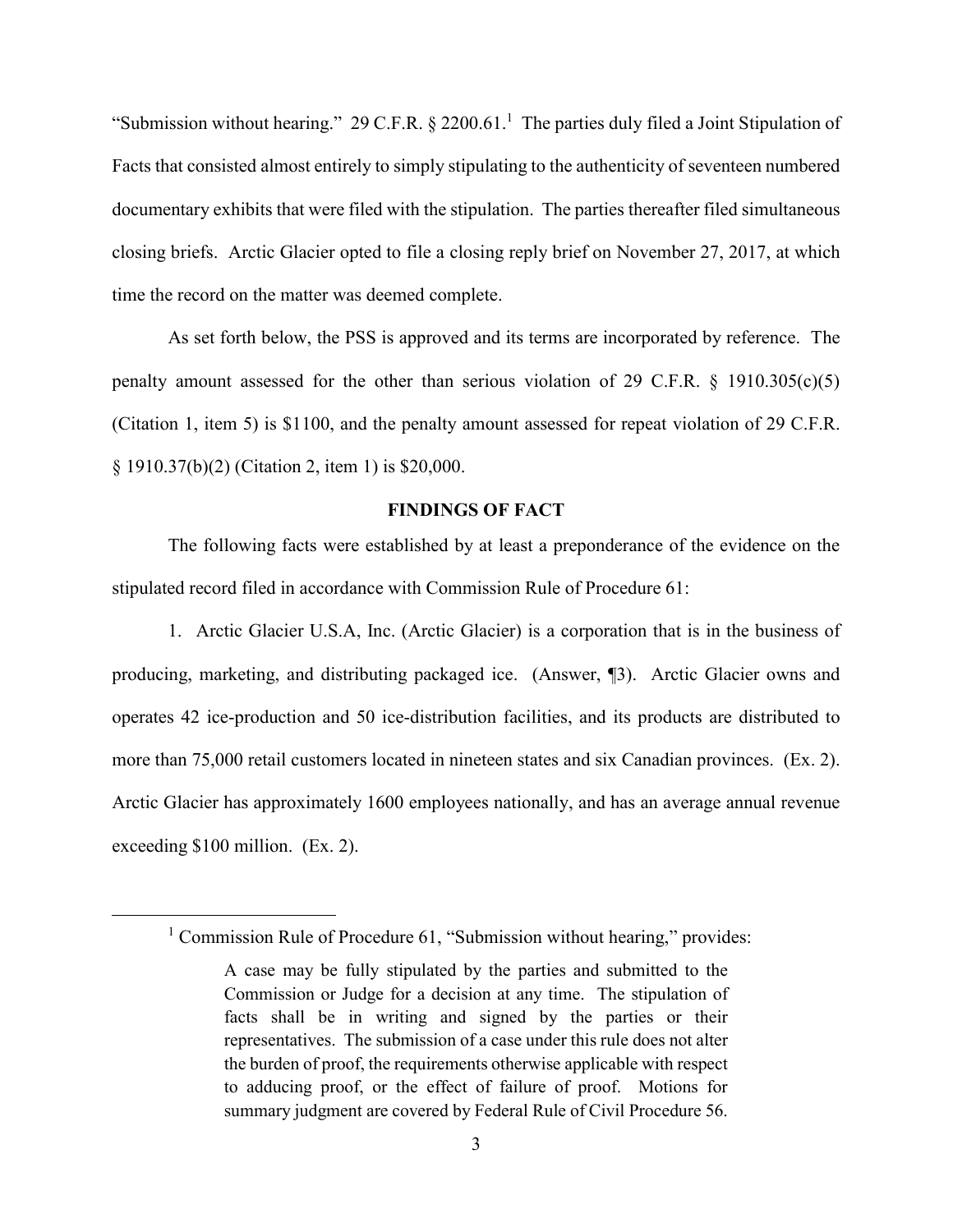"Submission without hearing." 29 C.F.R. § 2200.61.[1] The parties duly filed a Joint Stipulation of Facts that consisted almost entirely to simply stipulating to the authenticity of seventeen numbered documentary exhibits that were filed with the stipulation. The parties thereafter filed simultaneous closing briefs. Arctic Glacier opted to file a closing reply brief on November 27, 2017, at which time the record on the matter was deemed complete.

As set forth below, the PSS is approved and its terms are incorporated by reference. The penalty amount assessed for the other than serious violation of 29 C.F.R. § 1910.305(c)(5) (Citation 1, item 5) is $1100, and the penalty amount assessed for repeat violation of 29 C.F.R. § 1910.37(b)(2) (Citation 2, item 1) is $20,000.

## FINDINGS OF FACT

The following facts were established by at least a preponderance of the evidence on the stipulated record filed in accordance with Commission Rule of Procedure 61:

1. Arctic Glacier U.S.A, Inc. (Arctic Glacier) is a corporation that is in the business of producing, marketing, and distributing packaged ice. (Answer, ¶3). Arctic Glacier owns and operates 42 ice-production and 50 ice-distribution facilities, and its products are distributed to more than 75,000 retail customers located in nineteen states and six Canadian provinces. (Ex. 2). Arctic Glacier has approximately 1600 employees nationally, and has an average annual revenue exceeding $100 million. (Ex. 2).

---

[1] Commission Rule of Procedure 61, "Submission without hearing," provides:

> A case may be fully stipulated by the parties and submitted to the Commission or Judge for a decision at any time. The stipulation of facts shall be in writing and signed by the parties or their representatives. The submission of a case under this rule does not alter the burden of proof, the requirements otherwise applicable with respect to adducing proof, or the effect of failure of proof. Motions for summary judgment are covered by Federal Rule of Civil Procedure 56.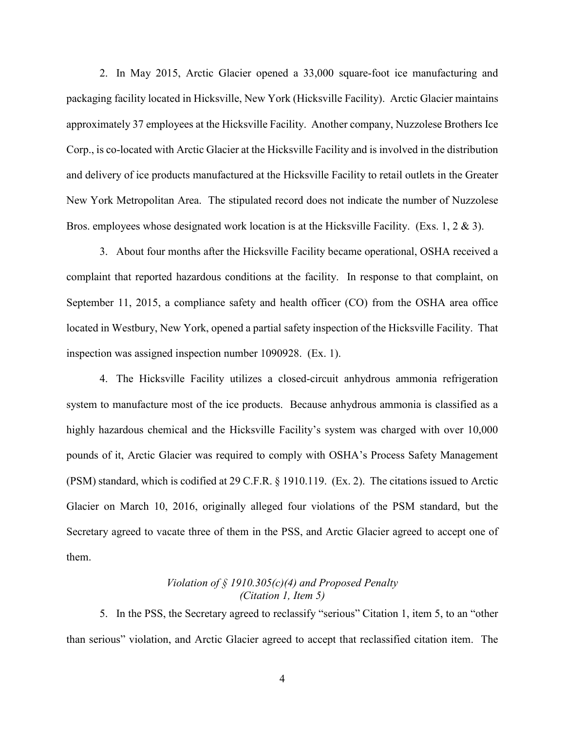2. In May 2015, Arctic Glacier opened a 33,000 square-foot ice manufacturing and packaging facility located in Hicksville, New York (Hicksville Facility). Arctic Glacier maintains approximately 37 employees at the Hicksville Facility. Another company, Nuzzolese Brothers Ice Corp., is co-located with Arctic Glacier at the Hicksville Facility and is involved in the distribution and delivery of ice products manufactured at the Hicksville Facility to retail outlets in the Greater New York Metropolitan Area. The stipulated record does not indicate the number of Nuzzolese Bros. employees whose designated work location is at the Hicksville Facility. (Exs. 1, 2 & 3).

3. About four months after the Hicksville Facility became operational, OSHA received a complaint that reported hazardous conditions at the facility. In response to that complaint, on September 11, 2015, a compliance safety and health officer (CO) from the OSHA area office located in Westbury, New York, opened a partial safety inspection of the Hicksville Facility. That inspection was assigned inspection number 1090928. (Ex. 1).

4. The Hicksville Facility utilizes a closed-circuit anhydrous ammonia refrigeration system to manufacture most of the ice products. Because anhydrous ammonia is classified as a highly hazardous chemical and the Hicksville Facility's system was charged with over 10,000 pounds of it, Arctic Glacier was required to comply with OSHA's Process Safety Management (PSM) standard, which is codified at 29 C.F.R. § 1910.119. (Ex. 2). The citations issued to Arctic Glacier on March 10, 2016, originally alleged four violations of the PSM standard, but the Secretary agreed to vacate three of them in the PSS, and Arctic Glacier agreed to accept one of them.

*Violation of § 1910.305(c)(4) and Proposed Penalty*
*(Citation 1, Item 5)*

5. In the PSS, the Secretary agreed to reclassify "serious" Citation 1, item 5, to an "other than serious" violation, and Arctic Glacier agreed to accept that reclassified citation item. The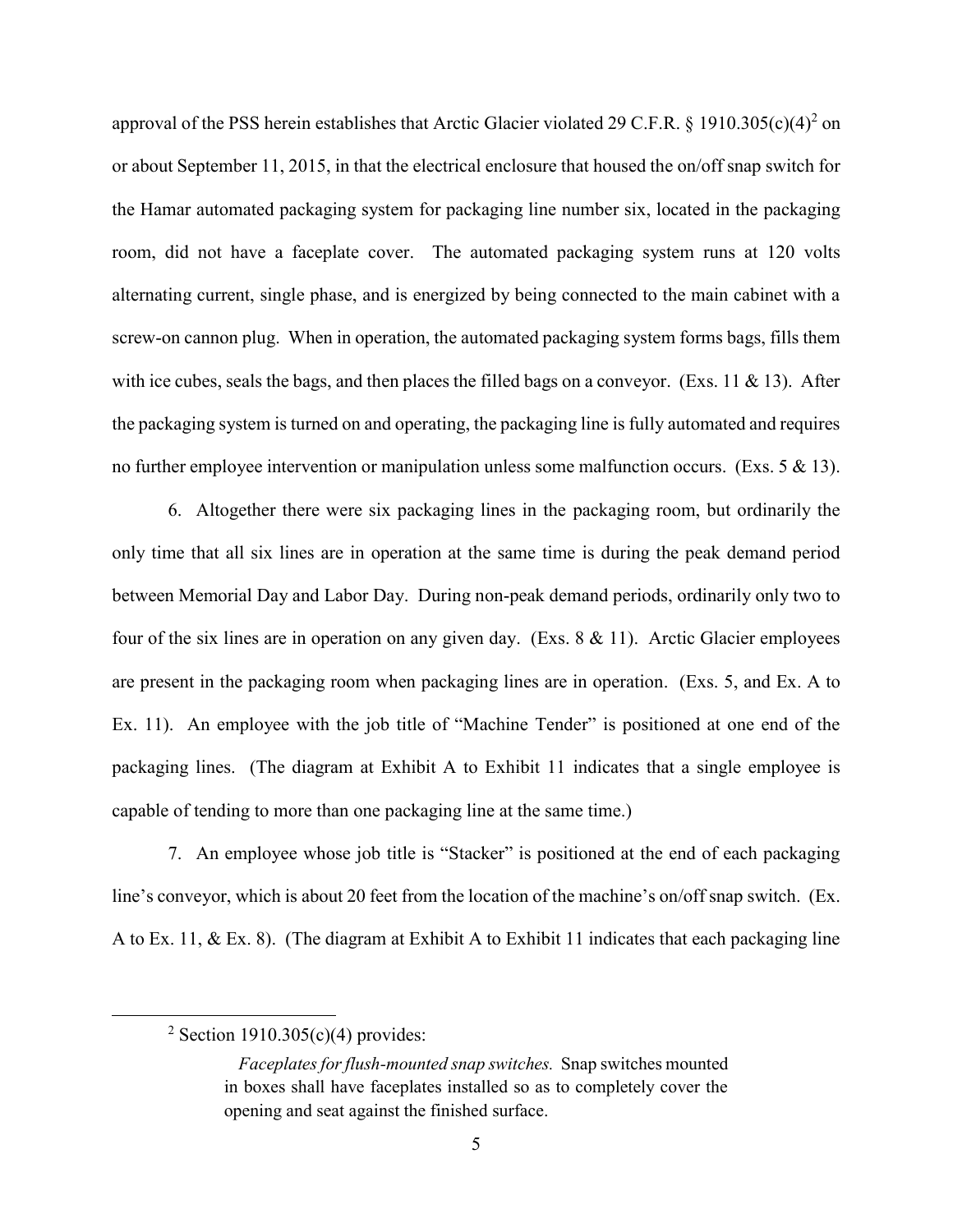approval of the PSS herein establishes that Arctic Glacier violated 29 C.F.R. § 1910.305(c)(4)[2] on or about September 11, 2015, in that the electrical enclosure that housed the on/off snap switch for the Hamar automated packaging system for packaging line number six, located in the packaging room, did not have a faceplate cover. The automated packaging system runs at 120 volts alternating current, single phase, and is energized by being connected to the main cabinet with a screw-on cannon plug. When in operation, the automated packaging system forms bags, fills them with ice cubes, seals the bags, and then places the filled bags on a conveyor. (Exs. 11 & 13). After the packaging system is turned on and operating, the packaging line is fully automated and requires no further employee intervention or manipulation unless some malfunction occurs. (Exs. 5 & 13).

6. Altogether there were six packaging lines in the packaging room, but ordinarily the only time that all six lines are in operation at the same time is during the peak demand period between Memorial Day and Labor Day. During non-peak demand periods, ordinarily only two to four of the six lines are in operation on any given day. (Exs. 8 & 11). Arctic Glacier employees are present in the packaging room when packaging lines are in operation. (Exs. 5, and Ex. A to Ex. 11). An employee with the job title of "Machine Tender" is positioned at one end of the packaging lines. (The diagram at Exhibit A to Exhibit 11 indicates that a single employee is capable of tending to more than one packaging line at the same time.)

7. An employee whose job title is "Stacker" is positioned at the end of each packaging line's conveyor, which is about 20 feet from the location of the machine's on/off snap switch. (Ex. A to Ex. 11, & Ex. 8). (The diagram at Exhibit A to Exhibit 11 indicates that each packaging line

---

[2] Section 1910.305(c)(4) provides:

> *Faceplates for flush-mounted snap switches.* Snap switches mounted in boxes shall have faceplates installed so as to completely cover the opening and seat against the finished surface.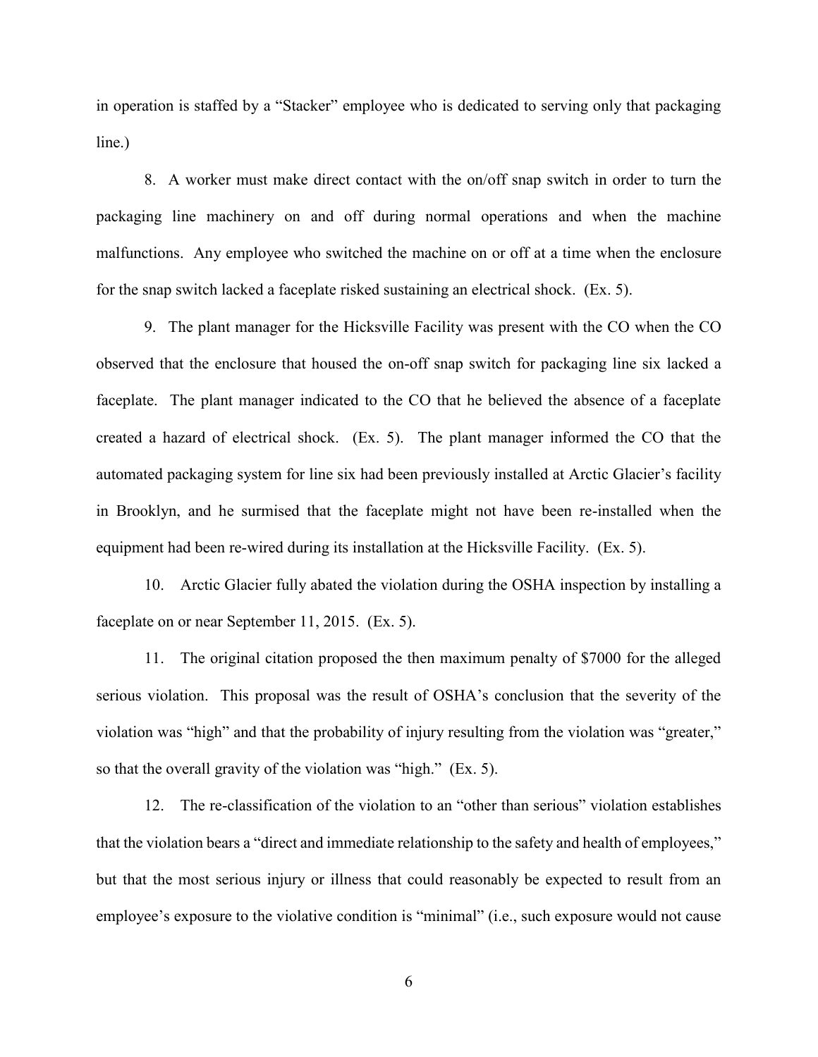in operation is staffed by a "Stacker" employee who is dedicated to serving only that packaging line.)

8. A worker must make direct contact with the on/off snap switch in order to turn the packaging line machinery on and off during normal operations and when the machine malfunctions. Any employee who switched the machine on or off at a time when the enclosure for the snap switch lacked a faceplate risked sustaining an electrical shock. (Ex. 5).

9. The plant manager for the Hicksville Facility was present with the CO when the CO observed that the enclosure that housed the on-off snap switch for packaging line six lacked a faceplate. The plant manager indicated to the CO that he believed the absence of a faceplate created a hazard of electrical shock. (Ex. 5). The plant manager informed the CO that the automated packaging system for line six had been previously installed at Arctic Glacier's facility in Brooklyn, and he surmised that the faceplate might not have been re-installed when the equipment had been re-wired during its installation at the Hicksville Facility. (Ex. 5).

10. Arctic Glacier fully abated the violation during the OSHA inspection by installing a faceplate on or near September 11, 2015. (Ex. 5).

11. The original citation proposed the then maximum penalty of $7000 for the alleged serious violation. This proposal was the result of OSHA's conclusion that the severity of the violation was "high" and that the probability of injury resulting from the violation was "greater," so that the overall gravity of the violation was "high." (Ex. 5).

12. The re-classification of the violation to an "other than serious" violation establishes that the violation bears a "direct and immediate relationship to the safety and health of employees," but that the most serious injury or illness that could reasonably be expected to result from an employee's exposure to the violative condition is "minimal" (i.e., such exposure would not cause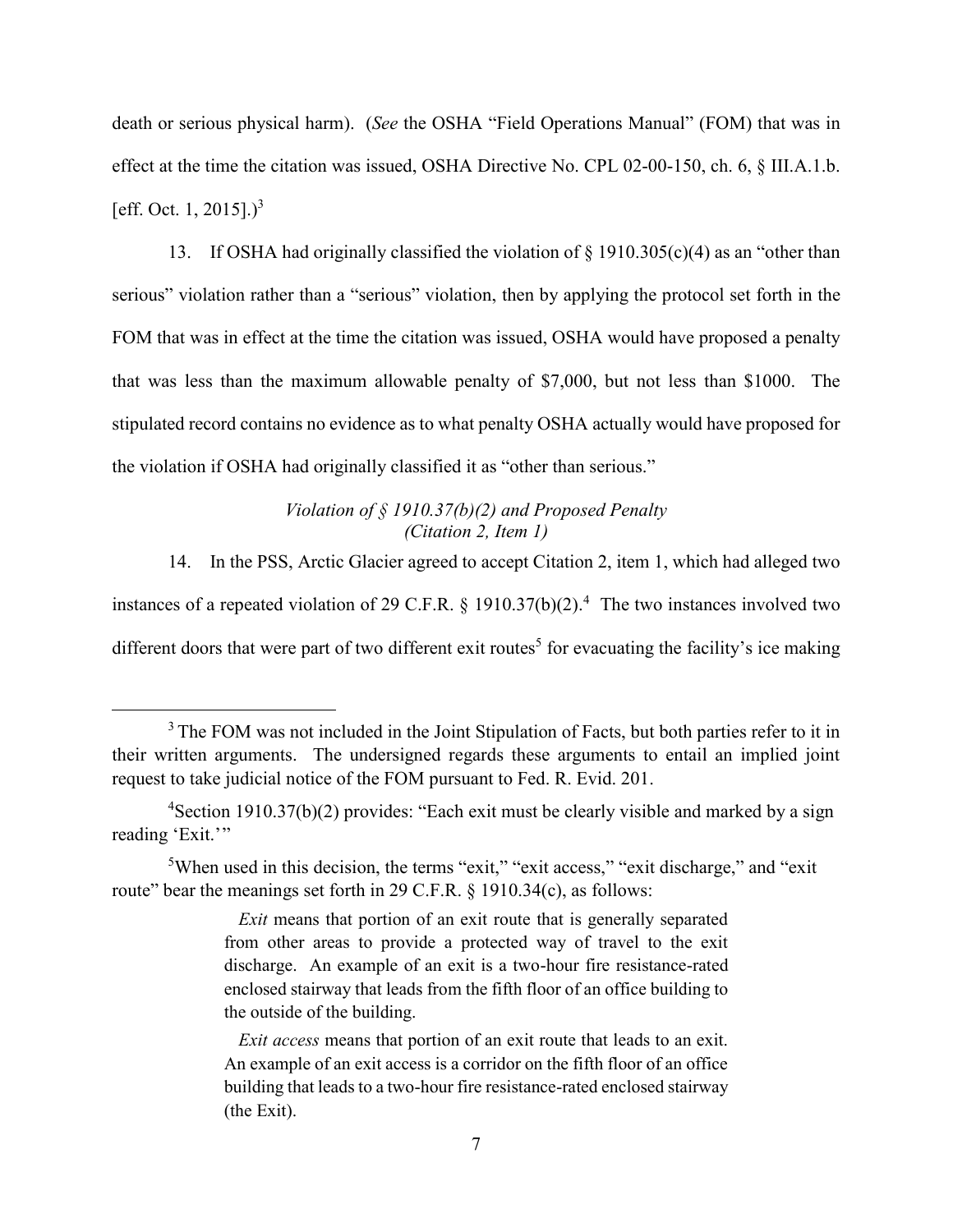death or serious physical harm). (*See* the OSHA "Field Operations Manual" (FOM) that was in effect at the time the citation was issued, OSHA Directive No. CPL 02-00-150, ch. 6, § III.A.1.b. [eff. Oct. 1, 2015].)[3]

13. If OSHA had originally classified the violation of § 1910.305(c)(4) as an "other than serious" violation rather than a "serious" violation, then by applying the protocol set forth in the FOM that was in effect at the time the citation was issued, OSHA would have proposed a penalty that was less than the maximum allowable penalty of $7,000, but not less than $1000. The stipulated record contains no evidence as to what penalty OSHA actually would have proposed for the violation if OSHA had originally classified it as "other than serious."

*Violation of § 1910.37(b)(2) and Proposed Penalty*
*(Citation 2, Item 1)*

14. In the PSS, Arctic Glacier agreed to accept Citation 2, item 1, which had alleged two instances of a repeated violation of 29 C.F.R. § 1910.37(b)(2).[4] The two instances involved two different doors that were part of two different exit routes[5] for evacuating the facility's ice making

---

[3] The FOM was not included in the Joint Stipulation of Facts, but both parties refer to it in their written arguments. The undersigned regards these arguments to entail an implied joint request to take judicial notice of the FOM pursuant to Fed. R. Evid. 201.

[4] Section 1910.37(b)(2) provides: "Each exit must be clearly visible and marked by a sign reading 'Exit.'"

[5] When used in this decision, the terms "exit," "exit access," "exit discharge," and "exit route" bear the meanings set forth in 29 C.F.R. § 1910.34(c), as follows:

> *Exit* means that portion of an exit route that is generally separated from other areas to provide a protected way of travel to the exit discharge. An example of an exit is a two-hour fire resistance-rated enclosed stairway that leads from the fifth floor of an office building to the outside of the building.
>
> *Exit access* means that portion of an exit route that leads to an exit. An example of an exit access is a corridor on the fifth floor of an office building that leads to a two-hour fire resistance-rated enclosed stairway (the Exit).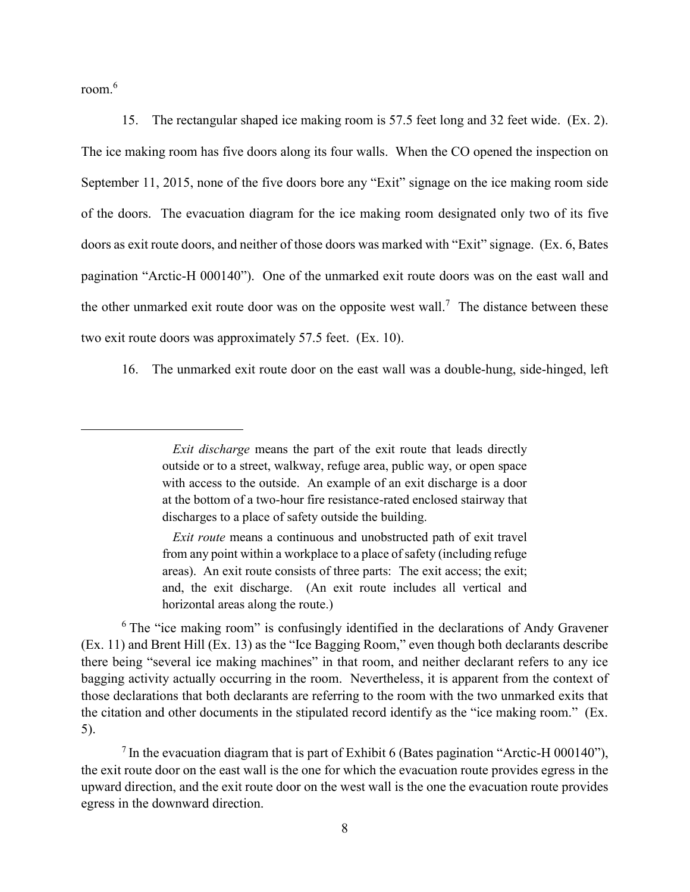room.[6]

15. The rectangular shaped ice making room is 57.5 feet long and 32 feet wide. (Ex. 2). The ice making room has five doors along its four walls. When the CO opened the inspection on September 11, 2015, none of the five doors bore any "Exit" signage on the ice making room side of the doors. The evacuation diagram for the ice making room designated only two of its five doors as exit route doors, and neither of those doors was marked with "Exit" signage. (Ex. 6, Bates pagination "Arctic-H 000140"). One of the unmarked exit route doors was on the east wall and the other unmarked exit route door was on the opposite west wall.[7] The distance between these two exit route doors was approximately 57.5 feet. (Ex. 10).

16. The unmarked exit route door on the east wall was a double-hung, side-hinged, left

---

> *Exit discharge* means the part of the exit route that leads directly outside or to a street, walkway, refuge area, public way, or open space with access to the outside. An example of an exit discharge is a door at the bottom of a two-hour fire resistance-rated enclosed stairway that discharges to a place of safety outside the building.
>
> *Exit route* means a continuous and unobstructed path of exit travel from any point within a workplace to a place of safety (including refuge areas). An exit route consists of three parts: The exit access; the exit; and, the exit discharge. (An exit route includes all vertical and horizontal areas along the route.)

[6] The "ice making room" is confusingly identified in the declarations of Andy Gravener (Ex. 11) and Brent Hill (Ex. 13) as the "Ice Bagging Room," even though both declarants describe there being "several ice making machines" in that room, and neither declarant refers to any ice bagging activity actually occurring in the room. Nevertheless, it is apparent from the context of those declarations that both declarants are referring to the room with the two unmarked exits that the citation and other documents in the stipulated record identify as the "ice making room." (Ex. 5).

[7] In the evacuation diagram that is part of Exhibit 6 (Bates pagination "Arctic-H 000140"), the exit route door on the east wall is the one for which the evacuation route provides egress in the upward direction, and the exit route door on the west wall is the one the evacuation route provides egress in the downward direction.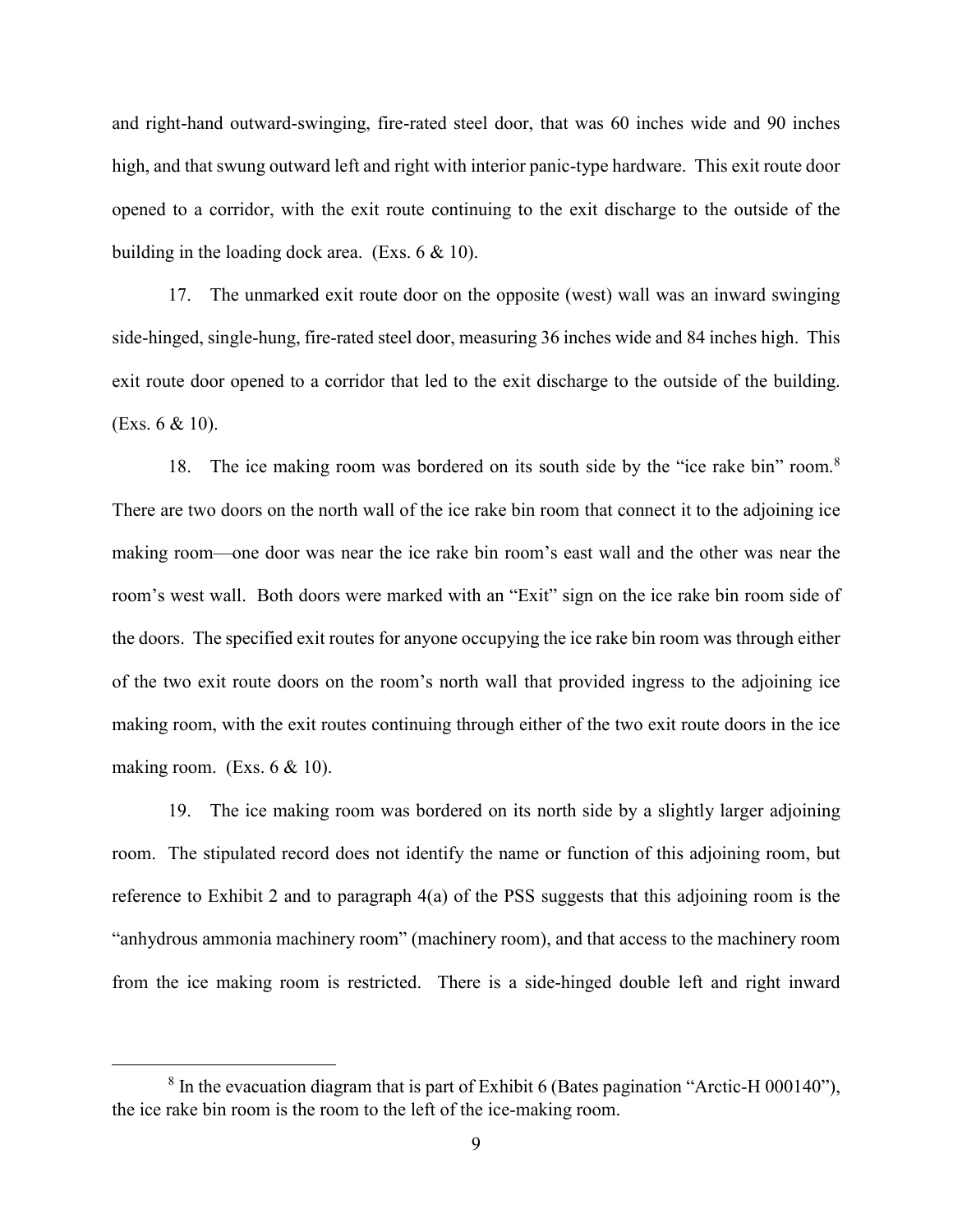and right-hand outward-swinging, fire-rated steel door, that was 60 inches wide and 90 inches high, and that swung outward left and right with interior panic-type hardware. This exit route door opened to a corridor, with the exit route continuing to the exit discharge to the outside of the building in the loading dock area. (Exs. 6 & 10).

17. The unmarked exit route door on the opposite (west) wall was an inward swinging side-hinged, single-hung, fire-rated steel door, measuring 36 inches wide and 84 inches high. This exit route door opened to a corridor that led to the exit discharge to the outside of the building. (Exs. 6 & 10).

18. The ice making room was bordered on its south side by the "ice rake bin" room.[8] There are two doors on the north wall of the ice rake bin room that connect it to the adjoining ice making room—one door was near the ice rake bin room's east wall and the other was near the room's west wall. Both doors were marked with an "Exit" sign on the ice rake bin room side of the doors. The specified exit routes for anyone occupying the ice rake bin room was through either of the two exit route doors on the room's north wall that provided ingress to the adjoining ice making room, with the exit routes continuing through either of the two exit route doors in the ice making room. (Exs. 6 & 10).

19. The ice making room was bordered on its north side by a slightly larger adjoining room. The stipulated record does not identify the name or function of this adjoining room, but reference to Exhibit 2 and to paragraph 4(a) of the PSS suggests that this adjoining room is the "anhydrous ammonia machinery room" (machinery room), and that access to the machinery room from the ice making room is restricted. There is a side-hinged double left and right inward

---

[8] In the evacuation diagram that is part of Exhibit 6 (Bates pagination "Arctic-H 000140"), the ice rake bin room is the room to the left of the ice-making room.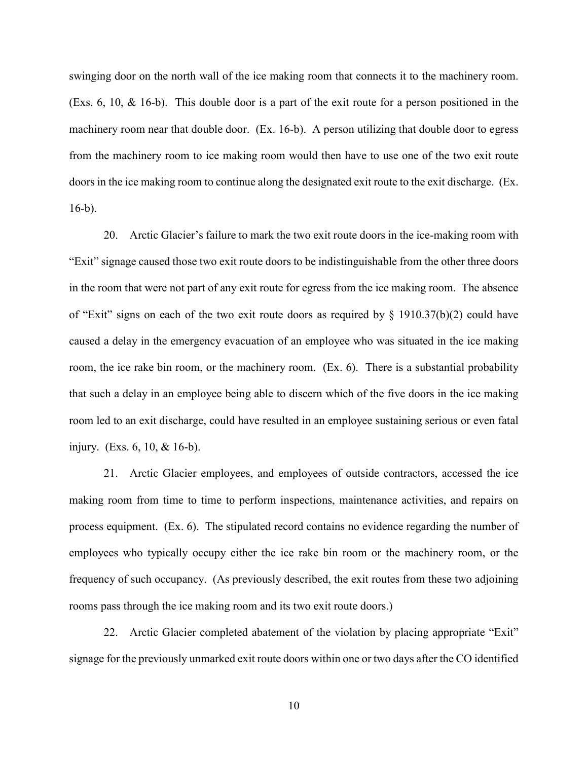swinging door on the north wall of the ice making room that connects it to the machinery room. (Exs. 6, 10, & 16-b). This double door is a part of the exit route for a person positioned in the machinery room near that double door. (Ex. 16-b). A person utilizing that double door to egress from the machinery room to ice making room would then have to use one of the two exit route doors in the ice making room to continue along the designated exit route to the exit discharge. (Ex. 16-b).

20. Arctic Glacier's failure to mark the two exit route doors in the ice-making room with "Exit" signage caused those two exit route doors to be indistinguishable from the other three doors in the room that were not part of any exit route for egress from the ice making room. The absence of "Exit" signs on each of the two exit route doors as required by § 1910.37(b)(2) could have caused a delay in the emergency evacuation of an employee who was situated in the ice making room, the ice rake bin room, or the machinery room. (Ex. 6). There is a substantial probability that such a delay in an employee being able to discern which of the five doors in the ice making room led to an exit discharge, could have resulted in an employee sustaining serious or even fatal injury. (Exs. 6, 10, & 16-b).

21. Arctic Glacier employees, and employees of outside contractors, accessed the ice making room from time to time to perform inspections, maintenance activities, and repairs on process equipment. (Ex. 6). The stipulated record contains no evidence regarding the number of employees who typically occupy either the ice rake bin room or the machinery room, or the frequency of such occupancy. (As previously described, the exit routes from these two adjoining rooms pass through the ice making room and its two exit route doors.)

22. Arctic Glacier completed abatement of the violation by placing appropriate "Exit" signage for the previously unmarked exit route doors within one or two days after the CO identified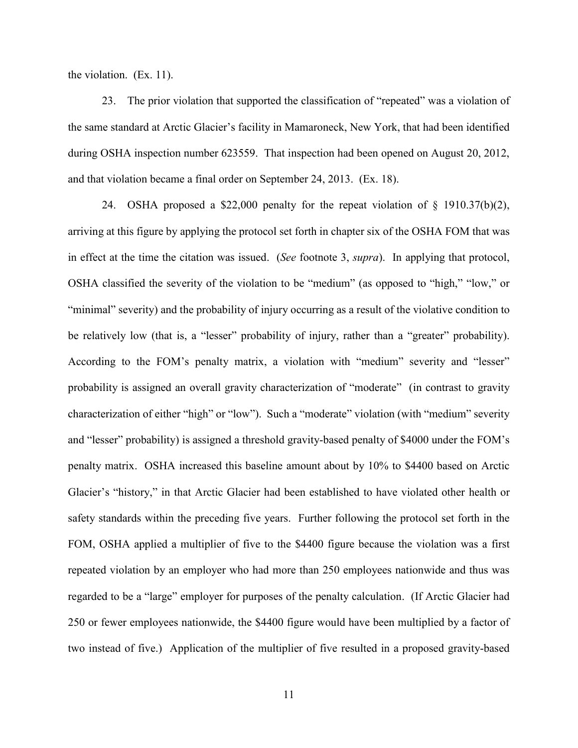the violation. (Ex. 11).

23. The prior violation that supported the classification of "repeated" was a violation of the same standard at Arctic Glacier's facility in Mamaroneck, New York, that had been identified during OSHA inspection number 623559. That inspection had been opened on August 20, 2012, and that violation became a final order on September 24, 2013. (Ex. 18).

24. OSHA proposed a $22,000 penalty for the repeat violation of § 1910.37(b)(2), arriving at this figure by applying the protocol set forth in chapter six of the OSHA FOM that was in effect at the time the citation was issued. (*See* footnote 3, *supra*). In applying that protocol, OSHA classified the severity of the violation to be "medium" (as opposed to "high," "low," or "minimal" severity) and the probability of injury occurring as a result of the violative condition to be relatively low (that is, a "lesser" probability of injury, rather than a "greater" probability). According to the FOM's penalty matrix, a violation with "medium" severity and "lesser" probability is assigned an overall gravity characterization of "moderate" (in contrast to gravity characterization of either "high" or "low"). Such a "moderate" violation (with "medium" severity and "lesser" probability) is assigned a threshold gravity-based penalty of $4000 under the FOM's penalty matrix. OSHA increased this baseline amount about by 10% to $4400 based on Arctic Glacier's "history," in that Arctic Glacier had been established to have violated other health or safety standards within the preceding five years. Further following the protocol set forth in the FOM, OSHA applied a multiplier of five to the $4400 figure because the violation was a first repeated violation by an employer who had more than 250 employees nationwide and thus was regarded to be a "large" employer for purposes of the penalty calculation. (If Arctic Glacier had 250 or fewer employees nationwide, the $4400 figure would have been multiplied by a factor of two instead of five.) Application of the multiplier of five resulted in a proposed gravity-based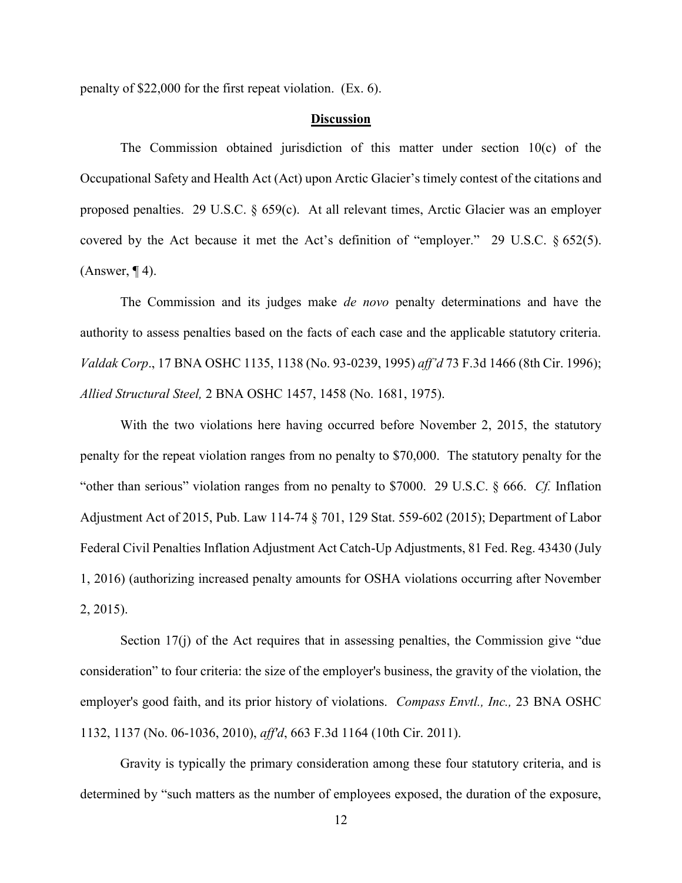penalty of $22,000 for the first repeat violation. (Ex. 6).

## Discussion

The Commission obtained jurisdiction of this matter under section 10(c) of the Occupational Safety and Health Act (Act) upon Arctic Glacier's timely contest of the citations and proposed penalties. 29 U.S.C. § 659(c). At all relevant times, Arctic Glacier was an employer covered by the Act because it met the Act's definition of "employer." 29 U.S.C. § 652(5). (Answer, ¶ 4).

The Commission and its judges make *de novo* penalty determinations and have the authority to assess penalties based on the facts of each case and the applicable statutory criteria. *Valdak Corp*., 17 BNA OSHC 1135, 1138 (No. 93-0239, 1995) *aff'd* 73 F.3d 1466 (8th Cir. 1996); *Allied Structural Steel,* 2 BNA OSHC 1457, 1458 (No. 1681, 1975).

With the two violations here having occurred before November 2, 2015, the statutory penalty for the repeat violation ranges from no penalty to $70,000. The statutory penalty for the "other than serious" violation ranges from no penalty to $7000. 29 U.S.C. § 666. *Cf.* Inflation Adjustment Act of 2015, Pub. Law 114-74 § 701, 129 Stat. 559-602 (2015); Department of Labor Federal Civil Penalties Inflation Adjustment Act Catch-Up Adjustments, 81 Fed. Reg. 43430 (July 1, 2016) (authorizing increased penalty amounts for OSHA violations occurring after November 2, 2015).

Section 17(j) of the Act requires that in assessing penalties, the Commission give "due consideration" to four criteria: the size of the employer's business, the gravity of the violation, the employer's good faith, and its prior history of violations. *Compass Envtl., Inc.,* 23 BNA OSHC 1132, 1137 (No. 06-1036, 2010), *aff'd*, 663 F.3d 1164 (10th Cir. 2011).

Gravity is typically the primary consideration among these four statutory criteria, and is determined by "such matters as the number of employees exposed, the duration of the exposure,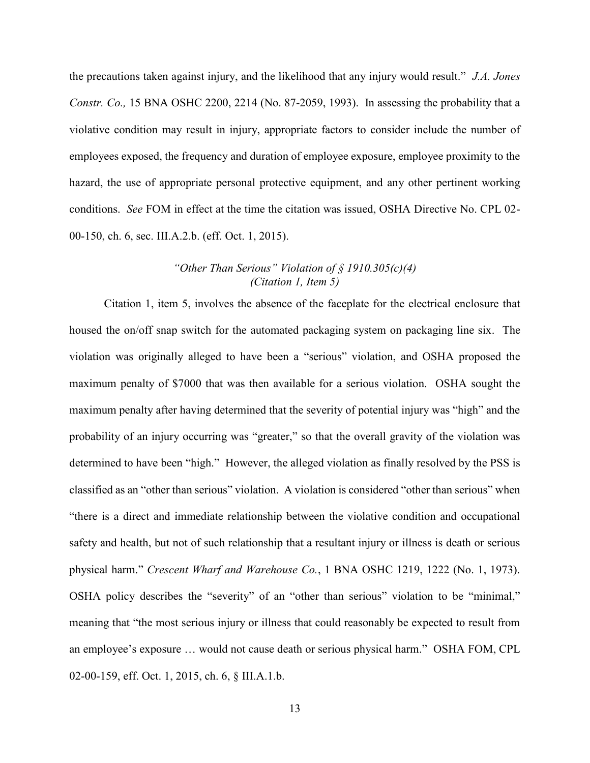the precautions taken against injury, and the likelihood that any injury would result." *J.A. Jones Constr. Co.,* 15 BNA OSHC 2200, 2214 (No. 87-2059, 1993). In assessing the probability that a violative condition may result in injury, appropriate factors to consider include the number of employees exposed, the frequency and duration of employee exposure, employee proximity to the hazard, the use of appropriate personal protective equipment, and any other pertinent working conditions. *See* FOM in effect at the time the citation was issued, OSHA Directive No. CPL 02-00-150, ch. 6, sec. III.A.2.b. (eff. Oct. 1, 2015).

*"Other Than Serious" Violation of § 1910.305(c)(4)*
*(Citation 1, Item 5)*

Citation 1, item 5, involves the absence of the faceplate for the electrical enclosure that housed the on/off snap switch for the automated packaging system on packaging line six. The violation was originally alleged to have been a "serious" violation, and OSHA proposed the maximum penalty of $7000 that was then available for a serious violation. OSHA sought the maximum penalty after having determined that the severity of potential injury was "high" and the probability of an injury occurring was "greater," so that the overall gravity of the violation was determined to have been "high." However, the alleged violation as finally resolved by the PSS is classified as an "other than serious" violation. A violation is considered "other than serious" when "there is a direct and immediate relationship between the violative condition and occupational safety and health, but not of such relationship that a resultant injury or illness is death or serious physical harm." *Crescent Wharf and Warehouse Co.*, 1 BNA OSHC 1219, 1222 (No. 1, 1973). OSHA policy describes the "severity" of an "other than serious" violation to be "minimal," meaning that "the most serious injury or illness that could reasonably be expected to result from an employee's exposure … would not cause death or serious physical harm." OSHA FOM, CPL 02-00-159, eff. Oct. 1, 2015, ch. 6, § III.A.1.b.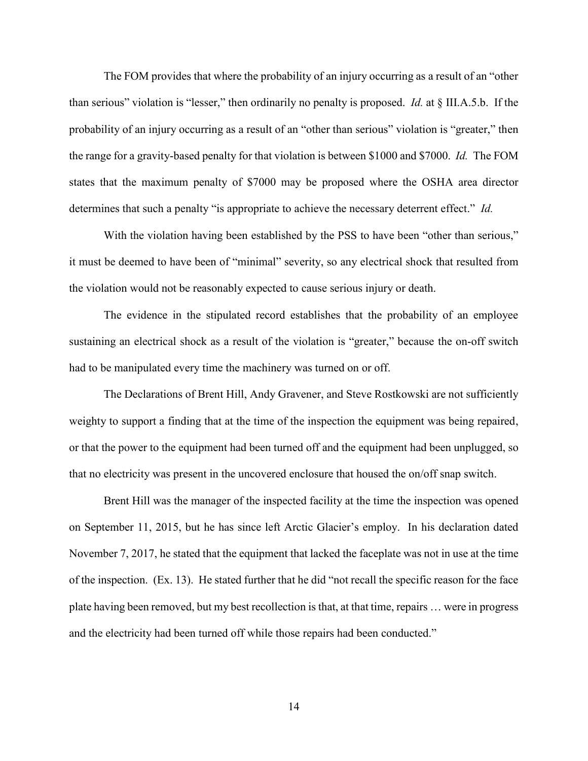The FOM provides that where the probability of an injury occurring as a result of an "other than serious" violation is "lesser," then ordinarily no penalty is proposed. *Id.* at § III.A.5.b. If the probability of an injury occurring as a result of an "other than serious" violation is "greater," then the range for a gravity-based penalty for that violation is between $1000 and $7000. *Id.* The FOM states that the maximum penalty of $7000 may be proposed where the OSHA area director determines that such a penalty "is appropriate to achieve the necessary deterrent effect." *Id.*

With the violation having been established by the PSS to have been "other than serious," it must be deemed to have been of "minimal" severity, so any electrical shock that resulted from the violation would not be reasonably expected to cause serious injury or death.

The evidence in the stipulated record establishes that the probability of an employee sustaining an electrical shock as a result of the violation is "greater," because the on-off switch had to be manipulated every time the machinery was turned on or off.

The Declarations of Brent Hill, Andy Gravener, and Steve Rostkowski are not sufficiently weighty to support a finding that at the time of the inspection the equipment was being repaired, or that the power to the equipment had been turned off and the equipment had been unplugged, so that no electricity was present in the uncovered enclosure that housed the on/off snap switch.

Brent Hill was the manager of the inspected facility at the time the inspection was opened on September 11, 2015, but he has since left Arctic Glacier's employ. In his declaration dated November 7, 2017, he stated that the equipment that lacked the faceplate was not in use at the time of the inspection. (Ex. 13). He stated further that he did "not recall the specific reason for the face plate having been removed, but my best recollection is that, at that time, repairs … were in progress and the electricity had been turned off while those repairs had been conducted."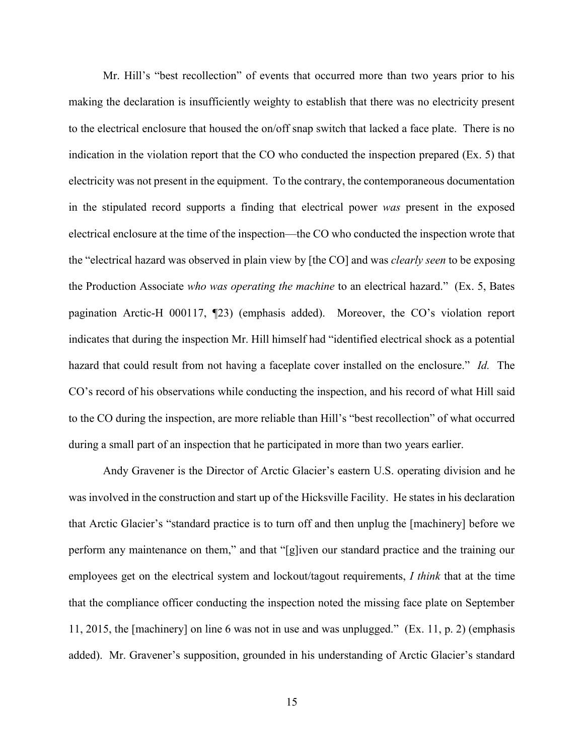Mr. Hill's "best recollection" of events that occurred more than two years prior to his making the declaration is insufficiently weighty to establish that there was no electricity present to the electrical enclosure that housed the on/off snap switch that lacked a face plate. There is no indication in the violation report that the CO who conducted the inspection prepared (Ex. 5) that electricity was not present in the equipment. To the contrary, the contemporaneous documentation in the stipulated record supports a finding that electrical power *was* present in the exposed electrical enclosure at the time of the inspection—the CO who conducted the inspection wrote that the "electrical hazard was observed in plain view by [the CO] and was *clearly seen* to be exposing the Production Associate *who was operating the machine* to an electrical hazard." (Ex. 5, Bates pagination Arctic-H 000117, ¶23) (emphasis added). Moreover, the CO's violation report indicates that during the inspection Mr. Hill himself had "identified electrical shock as a potential hazard that could result from not having a faceplate cover installed on the enclosure." *Id.* The CO's record of his observations while conducting the inspection, and his record of what Hill said to the CO during the inspection, are more reliable than Hill's "best recollection" of what occurred during a small part of an inspection that he participated in more than two years earlier.

Andy Gravener is the Director of Arctic Glacier's eastern U.S. operating division and he was involved in the construction and start up of the Hicksville Facility. He states in his declaration that Arctic Glacier's "standard practice is to turn off and then unplug the [machinery] before we perform any maintenance on them," and that "[g]iven our standard practice and the training our employees get on the electrical system and lockout/tagout requirements, *I think* that at the time that the compliance officer conducting the inspection noted the missing face plate on September 11, 2015, the [machinery] on line 6 was not in use and was unplugged." (Ex. 11, p. 2) (emphasis added). Mr. Gravener's supposition, grounded in his understanding of Arctic Glacier's standard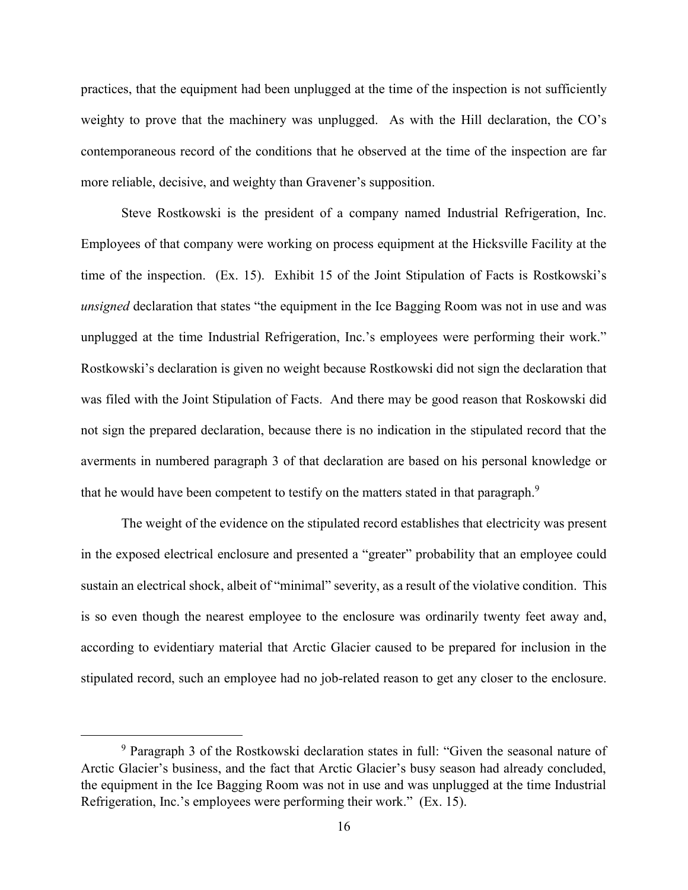practices, that the equipment had been unplugged at the time of the inspection is not sufficiently weighty to prove that the machinery was unplugged. As with the Hill declaration, the CO's contemporaneous record of the conditions that he observed at the time of the inspection are far more reliable, decisive, and weighty than Gravener's supposition.

Steve Rostkowski is the president of a company named Industrial Refrigeration, Inc. Employees of that company were working on process equipment at the Hicksville Facility at the time of the inspection. (Ex. 15). Exhibit 15 of the Joint Stipulation of Facts is Rostkowski's *unsigned* declaration that states "the equipment in the Ice Bagging Room was not in use and was unplugged at the time Industrial Refrigeration, Inc.'s employees were performing their work." Rostkowski's declaration is given no weight because Rostkowski did not sign the declaration that was filed with the Joint Stipulation of Facts. And there may be good reason that Roskowski did not sign the prepared declaration, because there is no indication in the stipulated record that the averments in numbered paragraph 3 of that declaration are based on his personal knowledge or that he would have been competent to testify on the matters stated in that paragraph.[9]

The weight of the evidence on the stipulated record establishes that electricity was present in the exposed electrical enclosure and presented a "greater" probability that an employee could sustain an electrical shock, albeit of "minimal" severity, as a result of the violative condition. This is so even though the nearest employee to the enclosure was ordinarily twenty feet away and, according to evidentiary material that Arctic Glacier caused to be prepared for inclusion in the stipulated record, such an employee had no job-related reason to get any closer to the enclosure.

---

[9] Paragraph 3 of the Rostkowski declaration states in full: "Given the seasonal nature of Arctic Glacier's business, and the fact that Arctic Glacier's busy season had already concluded, the equipment in the Ice Bagging Room was not in use and was unplugged at the time Industrial Refrigeration, Inc.'s employees were performing their work." (Ex. 15).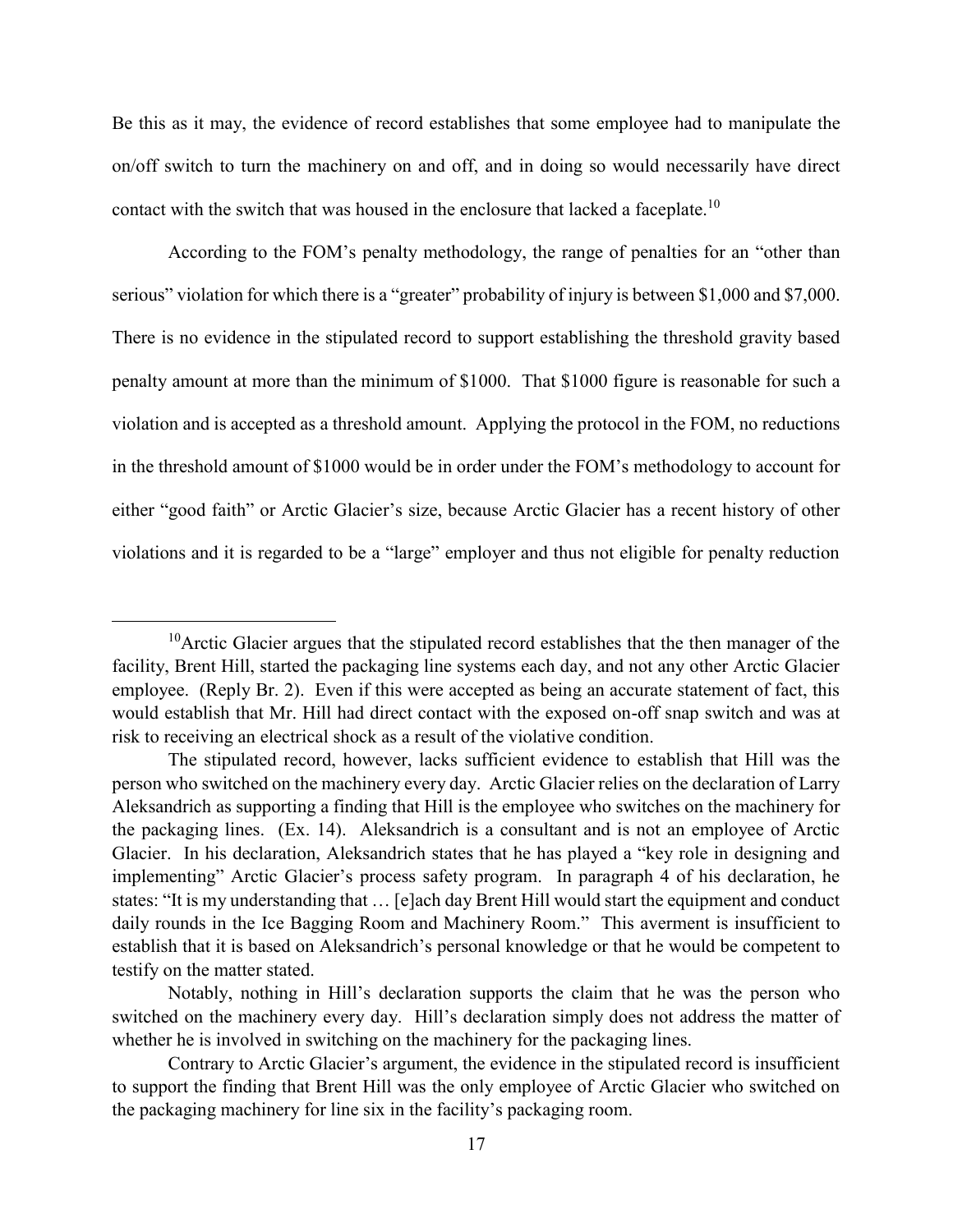Be this as it may, the evidence of record establishes that some employee had to manipulate the on/off switch to turn the machinery on and off, and in doing so would necessarily have direct contact with the switch that was housed in the enclosure that lacked a faceplate.[10]

According to the FOM's penalty methodology, the range of penalties for an "other than serious" violation for which there is a "greater" probability of injury is between $1,000 and $7,000. There is no evidence in the stipulated record to support establishing the threshold gravity based penalty amount at more than the minimum of $1000. That $1000 figure is reasonable for such a violation and is accepted as a threshold amount. Applying the protocol in the FOM, no reductions in the threshold amount of $1000 would be in order under the FOM's methodology to account for either "good faith" or Arctic Glacier's size, because Arctic Glacier has a recent history of other violations and it is regarded to be a "large" employer and thus not eligible for penalty reduction

---

[10] Arctic Glacier argues that the stipulated record establishes that the then manager of the facility, Brent Hill, started the packaging line systems each day, and not any other Arctic Glacier employee. (Reply Br. 2). Even if this were accepted as being an accurate statement of fact, this would establish that Mr. Hill had direct contact with the exposed on-off snap switch and was at risk to receiving an electrical shock as a result of the violative condition.

The stipulated record, however, lacks sufficient evidence to establish that Hill was the person who switched on the machinery every day. Arctic Glacier relies on the declaration of Larry Aleksandrich as supporting a finding that Hill is the employee who switches on the machinery for the packaging lines. (Ex. 14). Aleksandrich is a consultant and is not an employee of Arctic Glacier. In his declaration, Aleksandrich states that he has played a "key role in designing and implementing" Arctic Glacier's process safety program. In paragraph 4 of his declaration, he states: "It is my understanding that … [e]ach day Brent Hill would start the equipment and conduct daily rounds in the Ice Bagging Room and Machinery Room." This averment is insufficient to establish that it is based on Aleksandrich's personal knowledge or that he would be competent to testify on the matter stated.

Notably, nothing in Hill's declaration supports the claim that he was the person who switched on the machinery every day. Hill's declaration simply does not address the matter of whether he is involved in switching on the machinery for the packaging lines.

Contrary to Arctic Glacier's argument, the evidence in the stipulated record is insufficient to support the finding that Brent Hill was the only employee of Arctic Glacier who switched on the packaging machinery for line six in the facility's packaging room.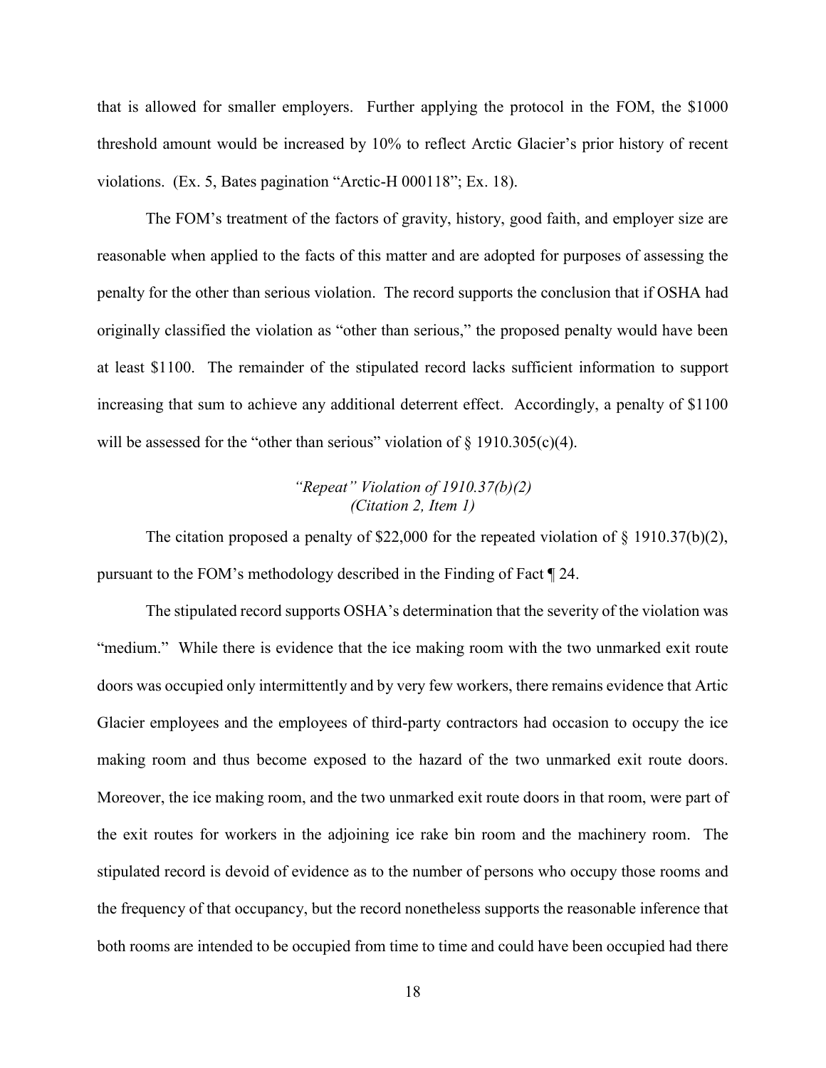that is allowed for smaller employers. Further applying the protocol in the FOM, the $1000 threshold amount would be increased by 10% to reflect Arctic Glacier's prior history of recent violations. (Ex. 5, Bates pagination "Arctic-H 000118"; Ex. 18).

The FOM's treatment of the factors of gravity, history, good faith, and employer size are reasonable when applied to the facts of this matter and are adopted for purposes of assessing the penalty for the other than serious violation. The record supports the conclusion that if OSHA had originally classified the violation as "other than serious," the proposed penalty would have been at least $1100. The remainder of the stipulated record lacks sufficient information to support increasing that sum to achieve any additional deterrent effect. Accordingly, a penalty of $1100 will be assessed for the "other than serious" violation of § 1910.305(c)(4).

*"Repeat" Violation of 1910.37(b)(2)*
*(Citation 2, Item 1)*

The citation proposed a penalty of $22,000 for the repeated violation of § 1910.37(b)(2), pursuant to the FOM's methodology described in the Finding of Fact ¶ 24.

The stipulated record supports OSHA's determination that the severity of the violation was "medium." While there is evidence that the ice making room with the two unmarked exit route doors was occupied only intermittently and by very few workers, there remains evidence that Artic Glacier employees and the employees of third-party contractors had occasion to occupy the ice making room and thus become exposed to the hazard of the two unmarked exit route doors. Moreover, the ice making room, and the two unmarked exit route doors in that room, were part of the exit routes for workers in the adjoining ice rake bin room and the machinery room. The stipulated record is devoid of evidence as to the number of persons who occupy those rooms and the frequency of that occupancy, but the record nonetheless supports the reasonable inference that both rooms are intended to be occupied from time to time and could have been occupied had there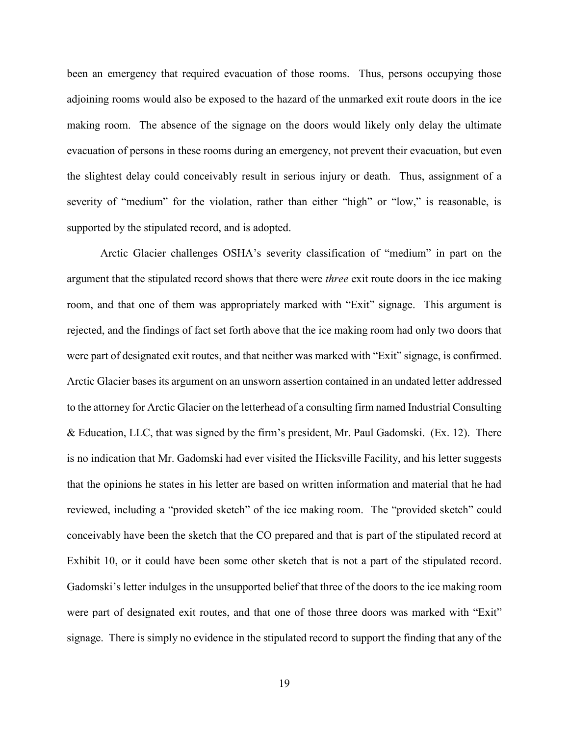been an emergency that required evacuation of those rooms. Thus, persons occupying those adjoining rooms would also be exposed to the hazard of the unmarked exit route doors in the ice making room. The absence of the signage on the doors would likely only delay the ultimate evacuation of persons in these rooms during an emergency, not prevent their evacuation, but even the slightest delay could conceivably result in serious injury or death. Thus, assignment of a severity of "medium" for the violation, rather than either "high" or "low," is reasonable, is supported by the stipulated record, and is adopted.

Arctic Glacier challenges OSHA's severity classification of "medium" in part on the argument that the stipulated record shows that there were *three* exit route doors in the ice making room, and that one of them was appropriately marked with "Exit" signage. This argument is rejected, and the findings of fact set forth above that the ice making room had only two doors that were part of designated exit routes, and that neither was marked with "Exit" signage, is confirmed. Arctic Glacier bases its argument on an unsworn assertion contained in an undated letter addressed to the attorney for Arctic Glacier on the letterhead of a consulting firm named Industrial Consulting & Education, LLC, that was signed by the firm's president, Mr. Paul Gadomski. (Ex. 12). There is no indication that Mr. Gadomski had ever visited the Hicksville Facility, and his letter suggests that the opinions he states in his letter are based on written information and material that he had reviewed, including a "provided sketch" of the ice making room. The "provided sketch" could conceivably have been the sketch that the CO prepared and that is part of the stipulated record at Exhibit 10, or it could have been some other sketch that is not a part of the stipulated record. Gadomski's letter indulges in the unsupported belief that three of the doors to the ice making room were part of designated exit routes, and that one of those three doors was marked with "Exit" signage. There is simply no evidence in the stipulated record to support the finding that any of the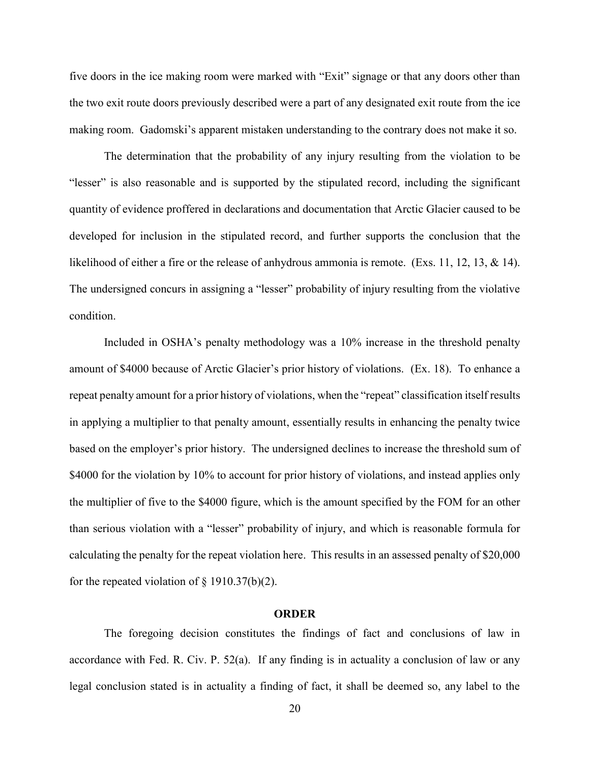five doors in the ice making room were marked with "Exit" signage or that any doors other than the two exit route doors previously described were a part of any designated exit route from the ice making room. Gadomski's apparent mistaken understanding to the contrary does not make it so.

The determination that the probability of any injury resulting from the violation to be "lesser" is also reasonable and is supported by the stipulated record, including the significant quantity of evidence proffered in declarations and documentation that Arctic Glacier caused to be developed for inclusion in the stipulated record, and further supports the conclusion that the likelihood of either a fire or the release of anhydrous ammonia is remote. (Exs. 11, 12, 13, & 14). The undersigned concurs in assigning a "lesser" probability of injury resulting from the violative condition.

Included in OSHA's penalty methodology was a 10% increase in the threshold penalty amount of $4000 because of Arctic Glacier's prior history of violations. (Ex. 18). To enhance a repeat penalty amount for a prior history of violations, when the "repeat" classification itself results in applying a multiplier to that penalty amount, essentially results in enhancing the penalty twice based on the employer's prior history. The undersigned declines to increase the threshold sum of $4000 for the violation by 10% to account for prior history of violations, and instead applies only the multiplier of five to the $4000 figure, which is the amount specified by the FOM for an other than serious violation with a "lesser" probability of injury, and which is reasonable formula for calculating the penalty for the repeat violation here. This results in an assessed penalty of $20,000 for the repeated violation of § 1910.37(b)(2).

## ORDER

The foregoing decision constitutes the findings of fact and conclusions of law in accordance with Fed. R. Civ. P. 52(a). If any finding is in actuality a conclusion of law or any legal conclusion stated is in actuality a finding of fact, it shall be deemed so, any label to the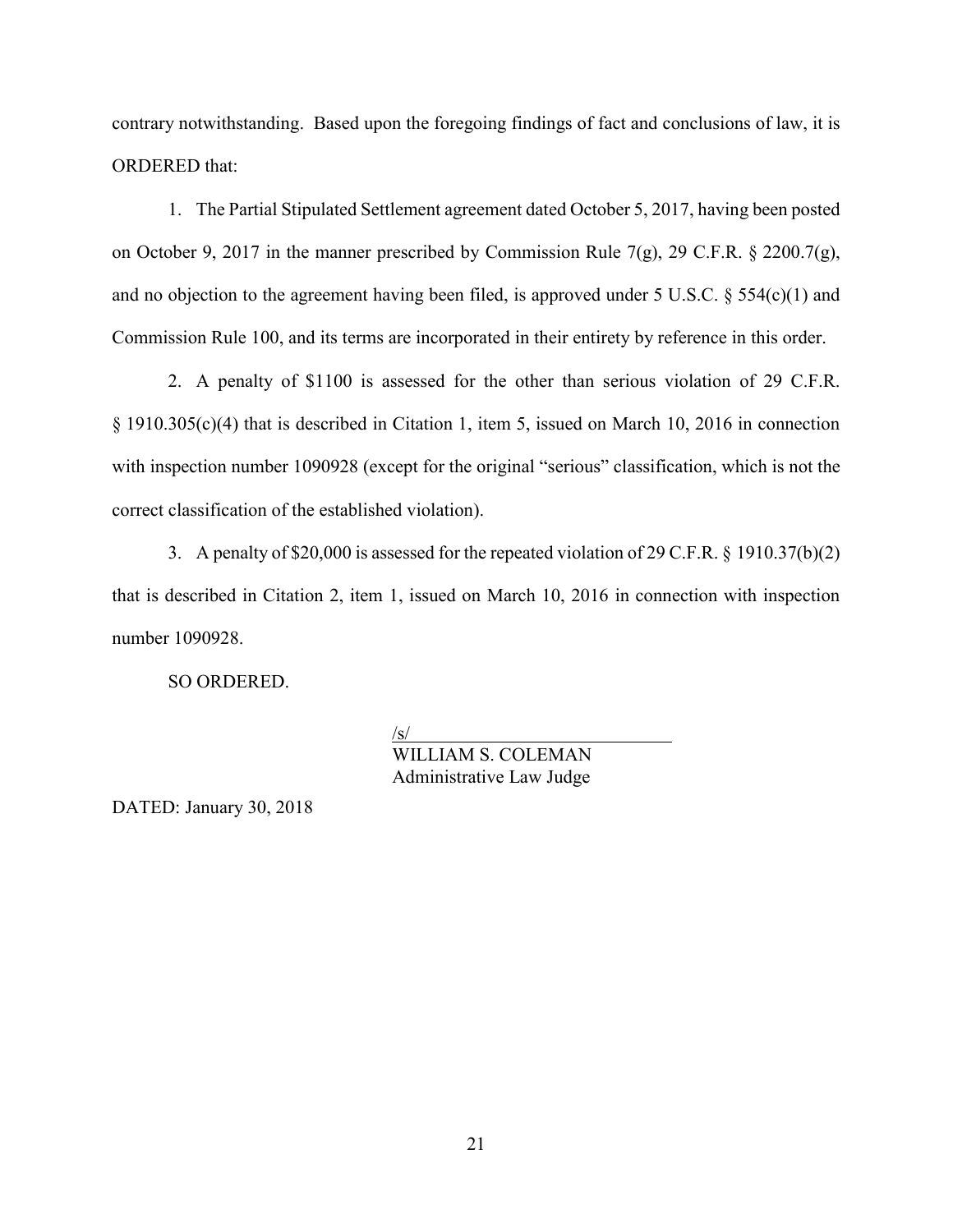contrary notwithstanding. Based upon the foregoing findings of fact and conclusions of law, it is ORDERED that:

1. The Partial Stipulated Settlement agreement dated October 5, 2017, having been posted on October 9, 2017 in the manner prescribed by Commission Rule 7(g), 29 C.F.R. § 2200.7(g), and no objection to the agreement having been filed, is approved under 5 U.S.C. § 554(c)(1) and Commission Rule 100, and its terms are incorporated in their entirety by reference in this order.

2. A penalty of $1100 is assessed for the other than serious violation of 29 C.F.R. § 1910.305(c)(4) that is described in Citation 1, item 5, issued on March 10, 2016 in connection with inspection number 1090928 (except for the original "serious" classification, which is not the correct classification of the established violation).

3. A penalty of $20,000 is assessed for the repeated violation of 29 C.F.R. § 1910.37(b)(2) that is described in Citation 2, item 1, issued on March 10, 2016 in connection with inspection number 1090928.

SO ORDERED.

/s/
WILLIAM S. COLEMAN
Administrative Law Judge

DATED: January 30, 2018